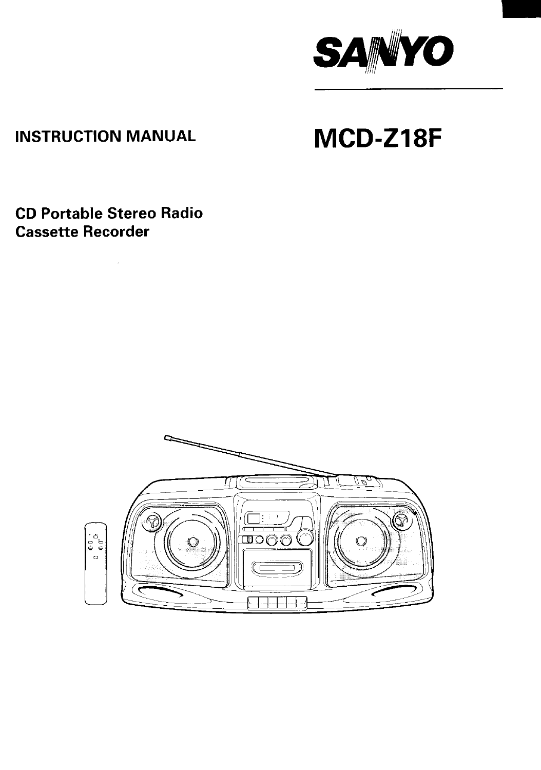# SANYO

## INSTRUCTION MANUAL

# MCD-Z18F

**CD Portable Stereo Radio Cassette Recorder**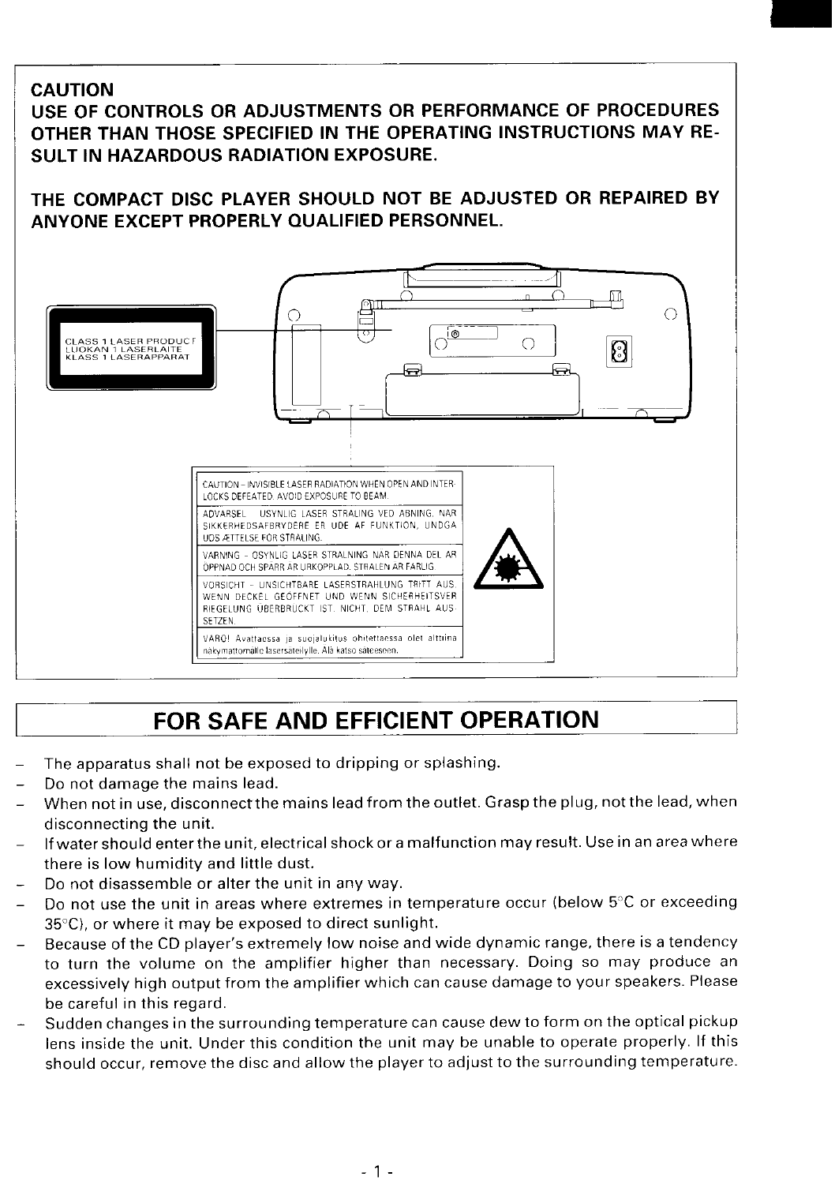**CAUTION**

**USE OF CONTROLS OR ADJUSTMENTS OR PERFORMANCE OF PROCEDURES OTHER THAN THOSE SPECIFIED IN THE OPERATING INSTRUCTIONS MAY RESULT IN HAZARDOUS RADIATION EXPOSURE.**

**THE COMPACT DISC PLAYER SHOULD NOT BE ADJUSTED OR REPAIRED BY ANYONE EXCEPT PROPERLY QUALIFIED PERSONNEL.**

CLASS 1 LASER PRODUCT
LUOKAN 1 LASERLAITE
KLASS 1 LASERAPPARAT

CAUTION – INVISIBLE LASER RADIATION WHEN OPEN AND INTERLOCKS DEFEATED. AVOID EXPOSURE TO BEAM.

ADVARSEL – USYNLIG LASER STRALING VED ÅBNING, NÅR SIKKERHEDSAFBRYDERE ER UDE AF FUNKTION. UNDGA UDS ÆTTELSE FOR STRALING.

VARNING – OSYNLIG LASER STRALNING NÄR DENNA DEL ÄR ÖPPNAD OCH SPÄRR ÄR URKOPPLAD. STRÅLEN ÄR FARLIG.

VORSICHT – UNSICHTBARE LASERSTRAHLUNG TRITT AUS, WENN DECKEL GEÖFFNET UND WENN SICHERHEITSVERRIEGELUNG ÜBERBRÜCKT IST. NICHT DEM STRAHL AUSSETZEN.

VARO! Avattaessa ja suojalukitus ohitettaessa olet alttiina näkymättömälle lasersäteilylle. Älä katso säteeseen.

## FOR SAFE AND EFFICIENT OPERATION

- The apparatus shall not be exposed to dripping or splashing.
- Do not damage the mains lead.
- When not in use, disconnect the mains lead from the outlet. Grasp the plug, not the lead, when disconnecting the unit.
- If water should enter the unit, electrical shock or a malfunction may result. Use in an area where there is low humidity and little dust.
- Do not disassemble or alter the unit in any way.
- Do not use the unit in areas where extremes in temperature occur (below 5°C or exceeding 35°C), or where it may be exposed to direct sunlight.
- Because of the CD player's extremely low noise and wide dynamic range, there is a tendency to turn the volume on the amplifier higher than necessary. Doing so may produce an excessively high output from the amplifier which can cause damage to your speakers. Please be careful in this regard.
- Sudden changes in the surrounding temperature can cause dew to form on the optical pickup lens inside the unit. Under this condition the unit may be unable to operate properly. If this should occur, remove the disc and allow the player to adjust to the surrounding temperature.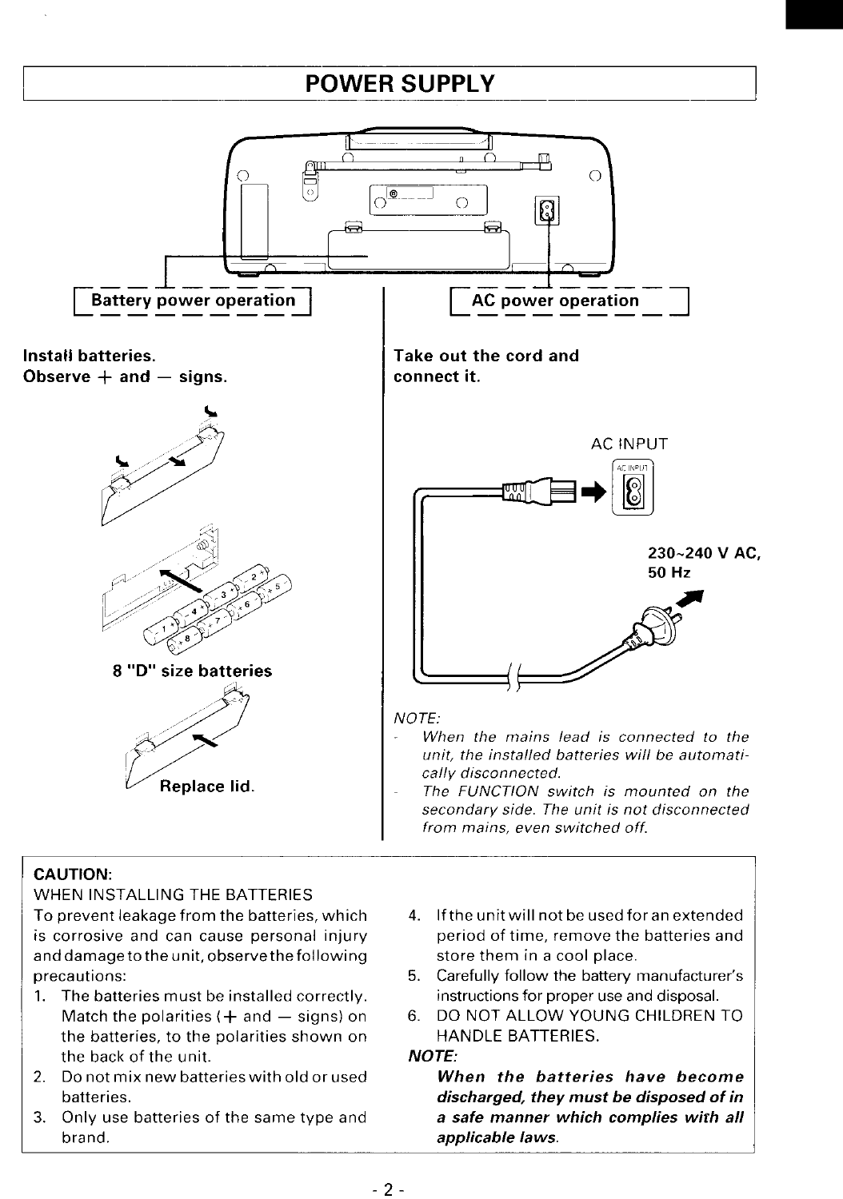# POWER SUPPLY

## Battery power operation

**Install batteries.**
**Observe + and − signs.**

8 "D" size batteries

Replace lid.

## AC power operation

**Take out the cord and connect it.**

AC INPUT

230~240 V AC, 50 Hz

*NOTE:*

- *When the mains lead is connected to the unit, the installed batteries will be automatically disconnected.*
- *The FUNCTION switch is mounted on the secondary side. The unit is not disconnected from mains, even switched off.*

**CAUTION:**

WHEN INSTALLING THE BATTERIES

To prevent leakage from the batteries, which is corrosive and can cause personal injury and damage to the unit, observe the following precautions:

1. The batteries must be installed correctly. Match the polarities (+ and − signs) on the batteries, to the polarities shown on the back of the unit.
2. Do not mix new batteries with old or used batteries.
3. Only use batteries of the same type and brand.
4. If the unit will not be used for an extended period of time, remove the batteries and store them in a cool place.
5. Carefully follow the battery manufacturer's instructions for proper use and disposal.
6. DO NOT ALLOW YOUNG CHILDREN TO HANDLE BATTERIES.

***NOTE:***

***When the batteries have become discharged, they must be disposed of in a safe manner which complies with all applicable laws.***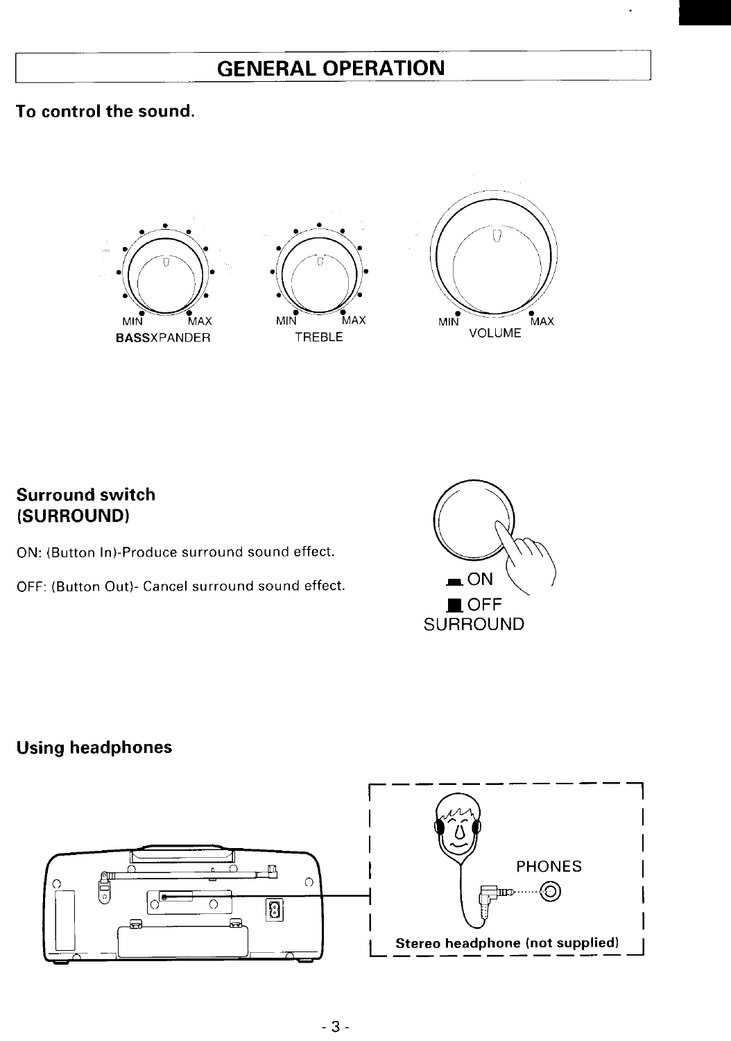# GENERAL OPERATION

## To control the sound.

MIN MAX
BASSXPANDER

MIN MAX
TREBLE

MIN MAX
VOLUME

## Surround switch (SURROUND)

ON: (Button In)-Produce surround sound effect.

OFF: (Button Out)- Cancel surround sound effect.

ON
OFF
SURROUND

## Using headphones

PHONES

**Stereo headphone (not supplied)**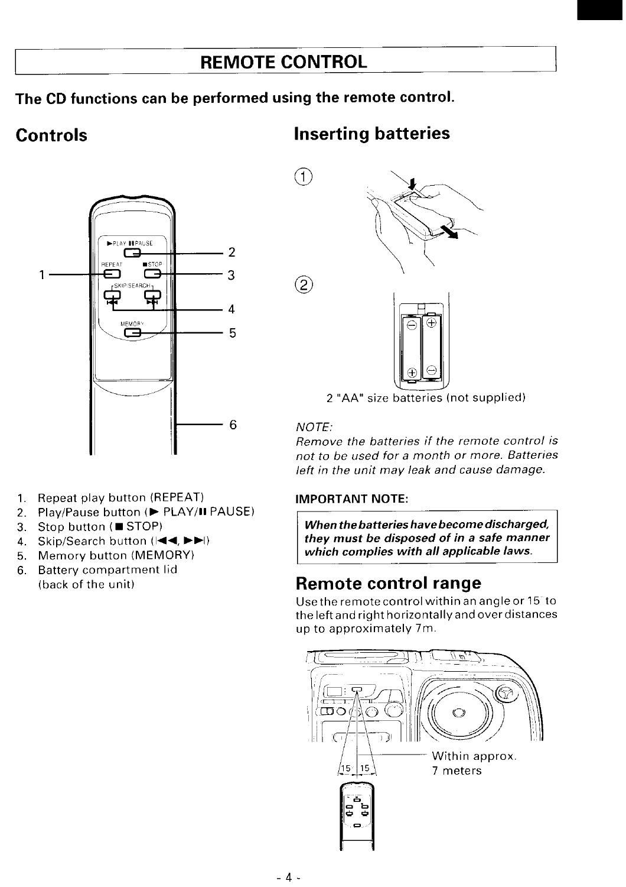# REMOTE CONTROL

**The CD functions can be performed using the remote control.**

## Controls

1. Repeat play button (REPEAT)
2. Play/Pause button (► PLAY/❚❚ PAUSE)
3. Stop button (■ STOP)
4. Skip/Search button (|◄◄, ►►|)
5. Memory button (MEMORY)
6. Battery compartment lid (back of the unit)

## Inserting batteries

2 "AA" size batteries (not supplied)

*NOTE:*
*Remove the batteries if the remote control is not to be used for a month or more. Batteries left in the unit may leak and cause damage.*

**IMPORTANT NOTE:**

***When the batteries have become discharged, they must be disposed of in a safe manner which complies with all applicable laws.***

## Remote control range

Use the remote control within an angle or 15° to the left and right horizontally and over distances up to approximately 7m.

Within approx. 7 meters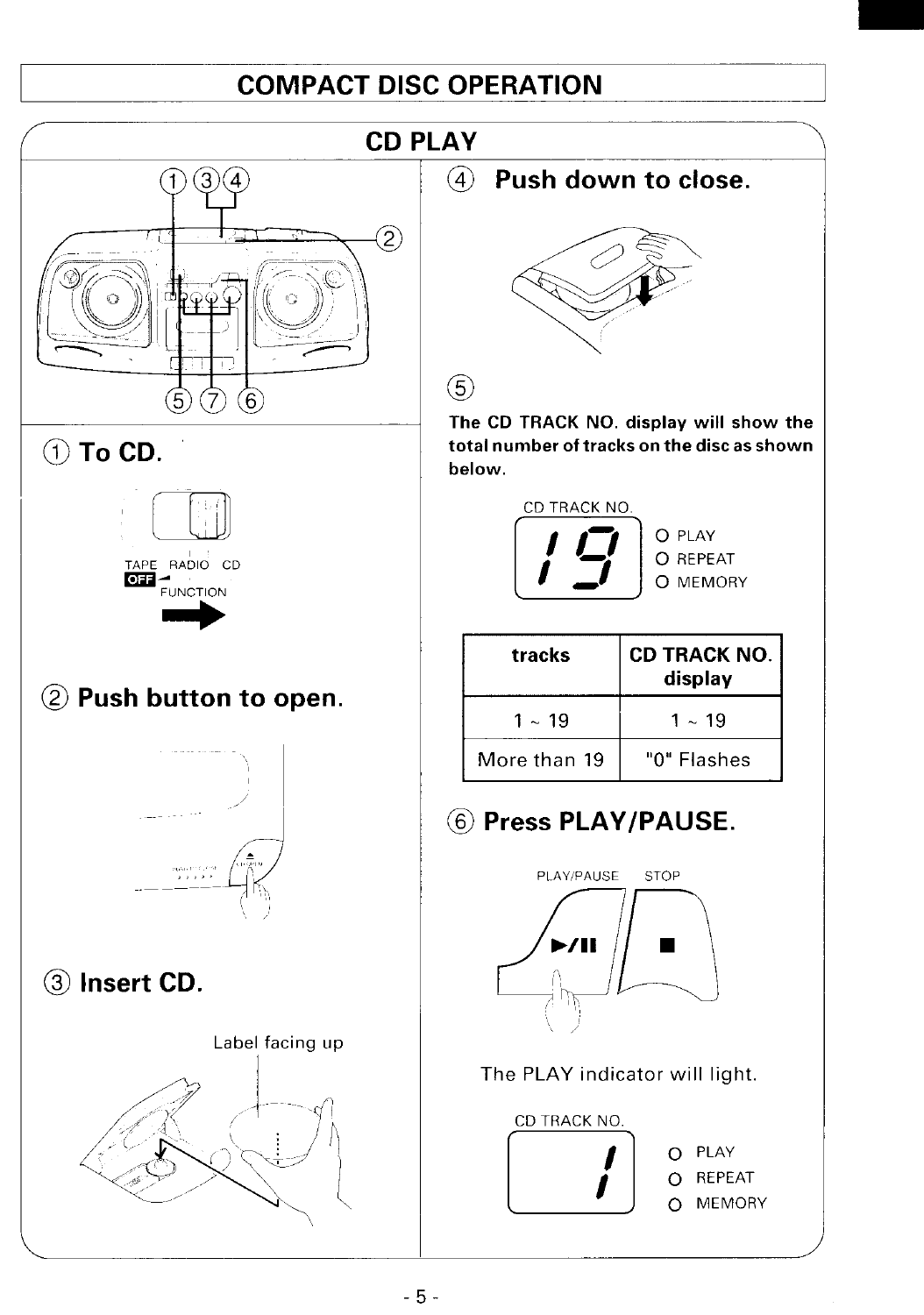# COMPACT DISC OPERATION

## CD PLAY

① To CD.

TAPE RADIO CD
OFF
FUNCTION

② Push button to open.

③ Insert CD.

Label facing up

④ Push down to close.

⑤

**The CD TRACK NO. display will show the total number of tracks on the disc as shown below.**

CD TRACK NO.
19
O PLAY
O REPEAT
O MEMORY

| tracks | CD TRACK NO. display |
|---|---|
| 1 ~ 19 | 1 ~ 19 |
| More than 19 | "0" Flashes |

⑥ Press PLAY/PAUSE.

PLAY/PAUSE STOP

The PLAY indicator will light.

CD TRACK NO.
1
O PLAY
O REPEAT
O MEMORY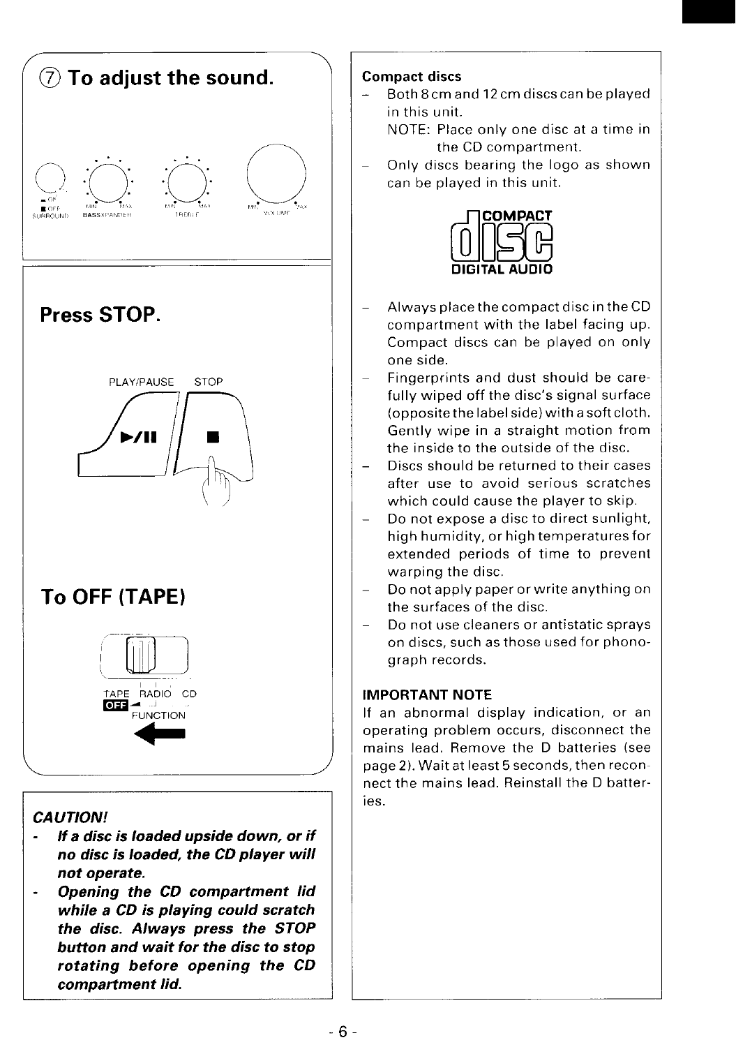## ⑦ To adjust the sound.

SURROUND (ON / OFF) BASSXPANDER (MIN – MAX) TREBLE (MIN – MAX) VOLUME (MIN – MAX)

## Press STOP.

PLAY/PAUSE STOP

## To OFF (TAPE)

TAPE RADIO CD
OFF
FUNCTION

***CAUTION!***

- ***If a disc is loaded upside down, or if no disc is loaded, the CD player will not operate.***
- ***Opening the CD compartment lid while a CD is playing could scratch the disc. Always press the STOP button and wait for the disc to stop rotating before opening the CD compartment lid.***

**Compact discs**

- Both 8 cm and 12 cm discs can be played in this unit.
  NOTE: Place only one disc at a time in the CD compartment.
- Only discs bearing the logo as shown can be played in this unit.

COMPACT DISC DIGITAL AUDIO

- Always place the compact disc in the CD compartment with the label facing up. Compact discs can be played on only one side.
- Fingerprints and dust should be carefully wiped off the disc's signal surface (opposite the label side) with a soft cloth. Gently wipe in a straight motion from the inside to the outside of the disc.
- Discs should be returned to their cases after use to avoid serious scratches which could cause the player to skip.
- Do not expose a disc to direct sunlight, high humidity, or high temperatures for extended periods of time to prevent warping the disc.
- Do not apply paper or write anything on the surfaces of the disc.
- Do not use cleaners or antistatic sprays on discs, such as those used for phonograph records.

**IMPORTANT NOTE**

If an abnormal display indication, or an operating problem occurs, disconnect the mains lead. Remove the D batteries (see page 2). Wait at least 5 seconds, then reconnect the mains lead. Reinstall the D batteries.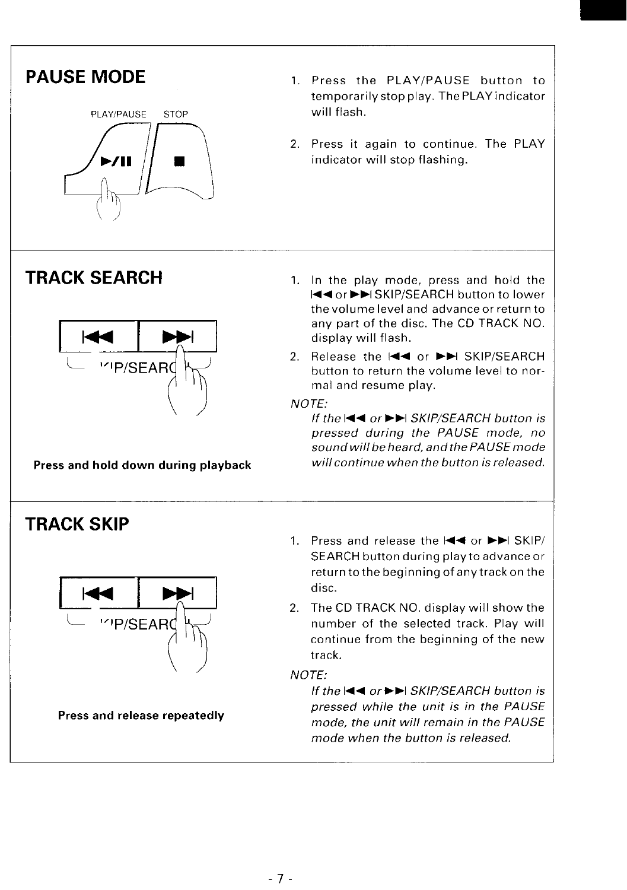## PAUSE MODE

PLAY/PAUSE STOP

1. Press the PLAY/PAUSE button to temporarily stop play. The PLAY indicator will flash.
2. Press it again to continue. The PLAY indicator will stop flashing.

## TRACK SEARCH

**Press and hold down during playback**

1. In the play mode, press and hold the ⏮ or ⏭ SKIP/SEARCH button to lower the volume level and advance or return to any part of the disc. The CD TRACK NO. display will flash.
2. Release the ⏮ or ⏭ SKIP/SEARCH button to return the volume level to normal and resume play.

*NOTE:*

*If the ⏮ or ⏭ SKIP/SEARCH button is pressed during the PAUSE mode, no sound will be heard, and the PAUSE mode will continue when the button is released.*

## TRACK SKIP

**Press and release repeatedly**

1. Press and release the ⏮ or ⏭ SKIP/SEARCH button during play to advance or return to the beginning of any track on the disc.
2. The CD TRACK NO. display will show the number of the selected track. Play will continue from the beginning of the new track.

*NOTE:*

*If the ⏮ or ⏭ SKIP/SEARCH button is pressed while the unit is in the PAUSE mode, the unit will remain in the PAUSE mode when the button is released.*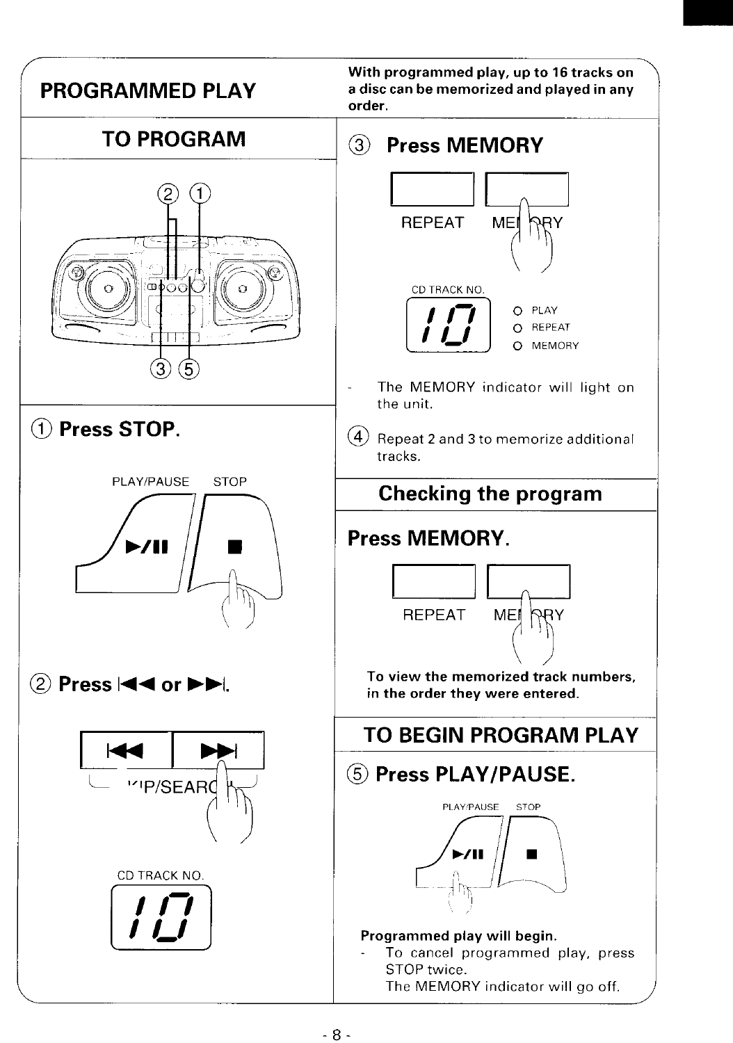# PROGRAMMED PLAY

**With programmed play, up to 16 tracks on a disc can be memorized and played in any order.**

## TO PROGRAM

### ① Press STOP.

PLAY/PAUSE STOP

### ② Press |◀◀ or ▶▶|.

SKIP/SEARCH

CD TRACK NO.

10

### ③ Press MEMORY

REPEAT MEMORY

CD TRACK NO.

10

PLAY
REPEAT
MEMORY

- The MEMORY indicator will light on the unit.

④ Repeat 2 and 3 to memorize additional tracks.

## Checking the program

### Press MEMORY.

REPEAT MEMORY

**To view the memorized track numbers, in the order they were entered.**

## TO BEGIN PROGRAM PLAY

### ⑤ Press PLAY/PAUSE.

PLAY/PAUSE STOP

**Programmed play will begin.**

- To cancel programmed play, press STOP twice.
  The MEMORY indicator will go off.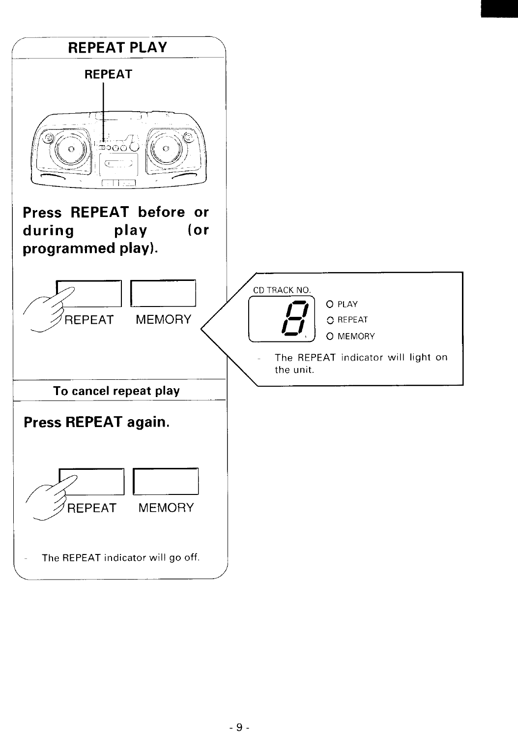## REPEAT PLAY

REPEAT

**Press REPEAT before or during play (or programmed play).**

REPEAT MEMORY

CD TRACK NO.

PLAY
REPEAT
MEMORY

- The REPEAT indicator will light on the unit.

### To cancel repeat play

**Press REPEAT again.**

REPEAT MEMORY

- The REPEAT indicator will go off.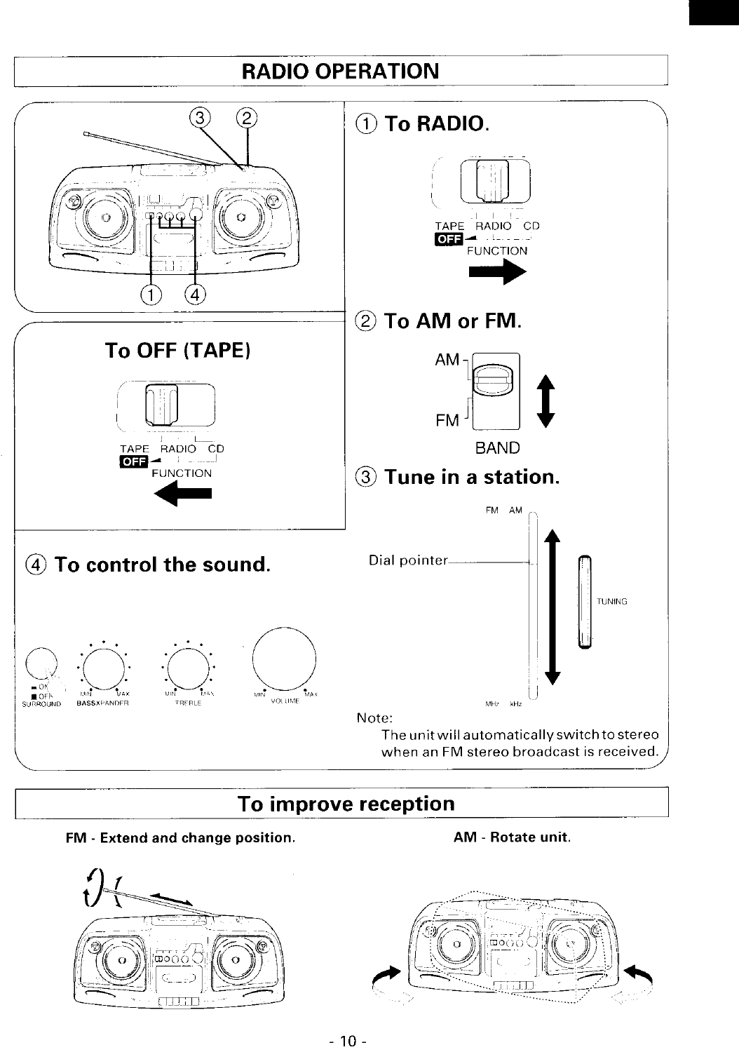# RADIO OPERATION

## ① To RADIO.

TAPE RADIO CD
OFF
FUNCTION

## ② To AM or FM.

AM
FM
BAND

## ③ Tune in a station.

FM AM
Dial pointer
TUNING
MHz kHz

Note:
The unit will automatically switch to stereo when an FM stereo broadcast is received.

## To OFF (TAPE)

TAPE RADIO CD
OFF
FUNCTION

## ④ To control the sound.

ON
OFF
SURROUND

MIN MAX
BASSXPANDER

MIN MAX
TREBLE

MIN MAX
VOLUME

# To improve reception

**FM - Extend and change position.**

**AM - Rotate unit.**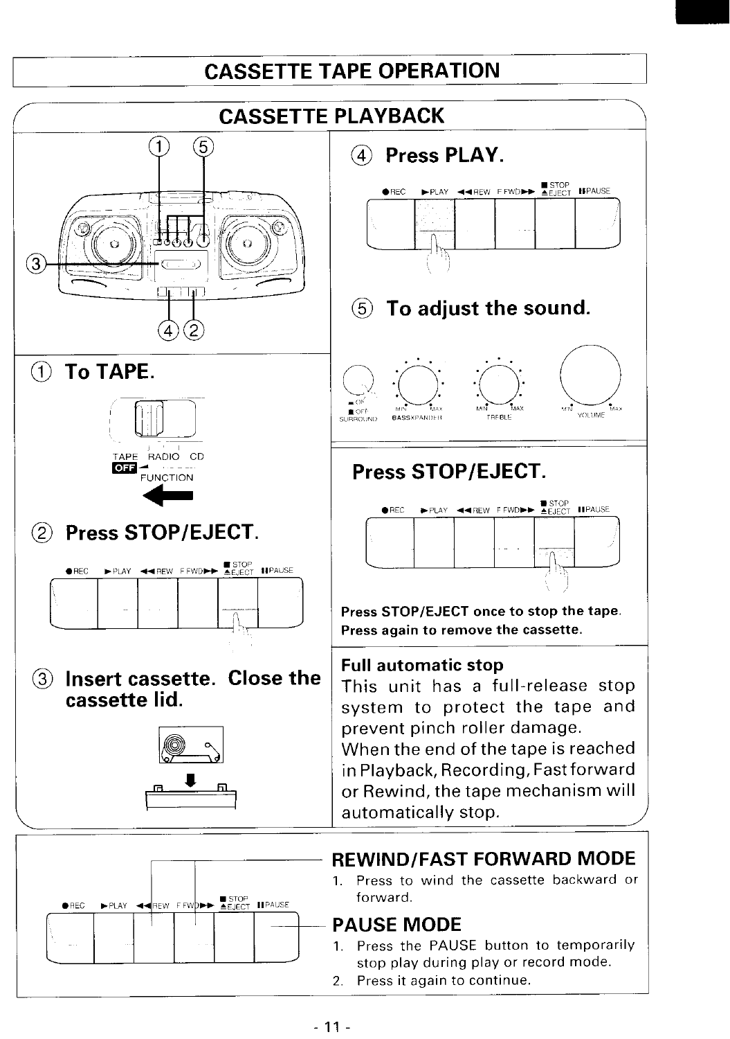# CASSETTE TAPE OPERATION

## CASSETTE PLAYBACK

### ① To TAPE.

TAPE RADIO CD

OFF

FUNCTION

### ② Press STOP/EJECT.

●REC ►PLAY ◄◄REW F.FWD►► ■STOP ▲EJECT ❚❚PAUSE

### ③ Insert cassette. Close the cassette lid.

### ④ Press PLAY.

●REC ►PLAY ◄◄REW F.FWD►► ■STOP ▲EJECT ❚❚PAUSE

### ⑤ To adjust the sound.

ON / OFF SURROUND — MIN MAX BASSXPANDER — MIN MAX TREBLE — MIN MAX VOLUME

### Press STOP/EJECT.

●REC ►PLAY ◄◄REW F.FWD►► ■STOP ▲EJECT ❚❚PAUSE

**Press STOP/EJECT once to stop the tape.**
**Press again to remove the cassette.**

**Full automatic stop**

This unit has a full-release stop system to protect the tape and prevent pinch roller damage.
When the end of the tape is reached in Playback, Recording, Fast forward or Rewind, the tape mechanism will automatically stop.

●REC ►PLAY ◄◄REW F.FWD►► ■STOP ▲EJECT ❚❚PAUSE

## REWIND/FAST FORWARD MODE

1. Press to wind the cassette backward or forward.

## PAUSE MODE

1. Press the PAUSE button to temporarily stop play during play or record mode.
2. Press it again to continue.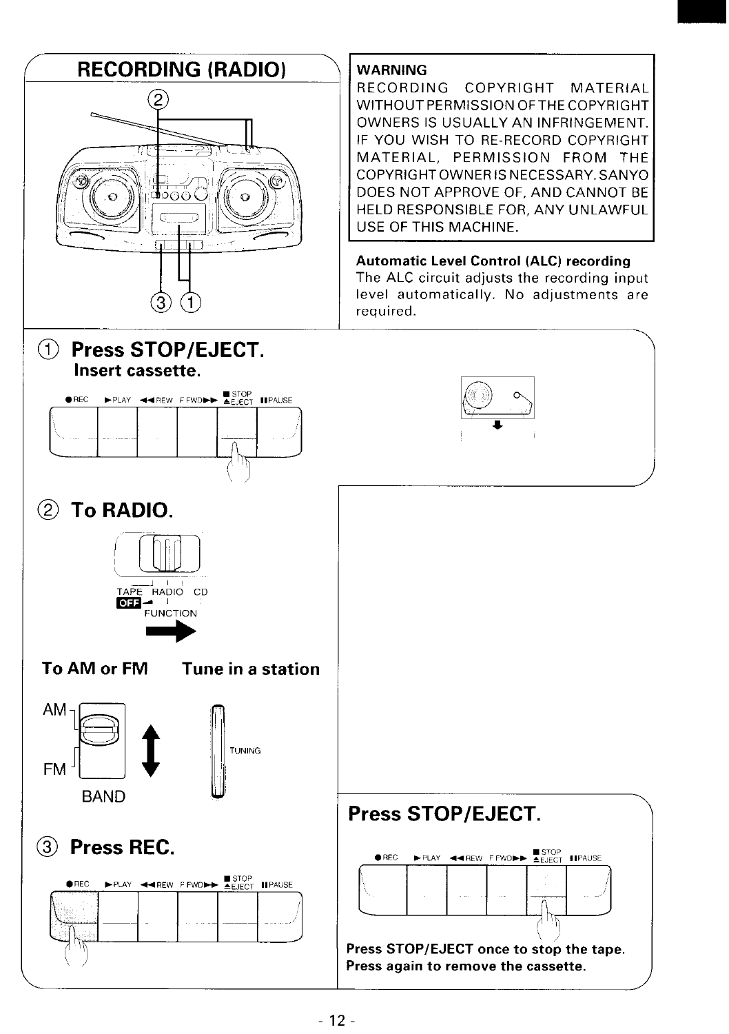# RECORDING (RADIO)

**WARNING**
RECORDING COPYRIGHT MATERIAL WITHOUT PERMISSION OF THE COPYRIGHT OWNERS IS USUALLY AN INFRINGEMENT. IF YOU WISH TO RE-RECORD COPYRIGHT MATERIAL, PERMISSION FROM THE COPYRIGHT OWNER IS NECESSARY. SANYO DOES NOT APPROVE OF, AND CANNOT BE HELD RESPONSIBLE FOR, ANY UNLAWFUL USE OF THIS MACHINE.

**Automatic Level Control (ALC) recording**
The ALC circuit adjusts the recording input level automatically. No adjustments are required.

## ① Press STOP/EJECT.

### Insert cassette.

●REC ►PLAY ◄◄REW F.FWD►► ■STOP ▲EJECT ❚❚PAUSE

## ② To RADIO.

TAPE RADIO CD
OFF
FUNCTION

**To AM or FM** **Tune in a station**

AM
FM
BAND

TUNING

## ③ Press REC.

●REC ►PLAY ◄◄REW F.FWD►► ■STOP ▲EJECT ❚❚PAUSE

## Press STOP/EJECT.

●REC ►PLAY ◄◄REW F.FWD►► ■STOP ▲EJECT ❚❚PAUSE

**Press STOP/EJECT once to stop the tape.**
**Press again to remove the cassette.**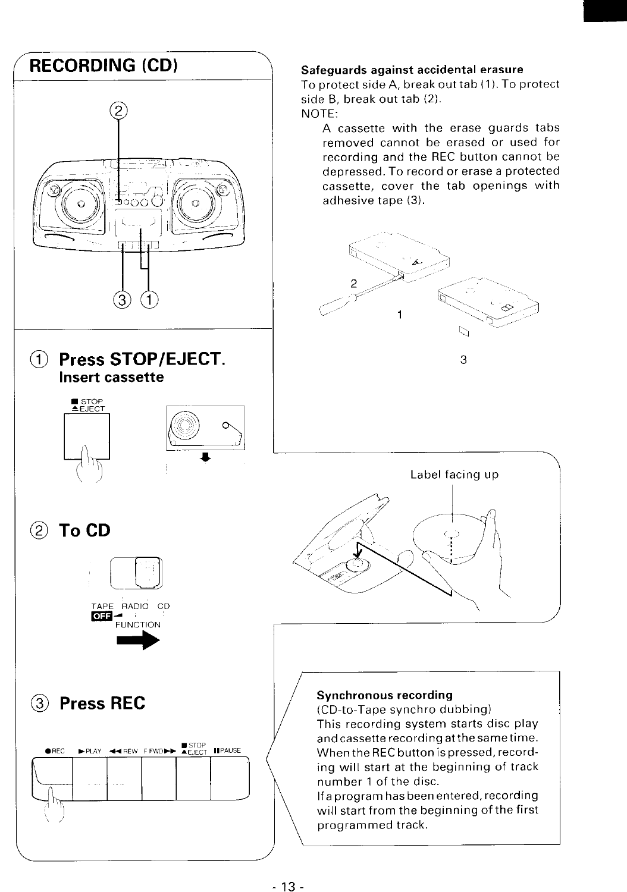# RECORDING (CD)

① Press STOP/EJECT.

**Insert cassette**

■ STOP
≜ EJECT

② To CD

TAPE RADIO CD
OFF
FUNCTION

③ Press REC

●REC ►PLAY ◄◄REW F.FWD►► ■STOP ≜EJECT ❚❚PAUSE

**Safeguards against accidental erasure**

To protect side A, break out tab (1). To protect side B, break out tab (2).

NOTE:

A cassette with the erase guards tabs removed cannot be erased or used for recording and the REC button cannot be depressed. To record or erase a protected cassette, cover the tab openings with adhesive tape (3).

2

1

3

Label facing up

**Synchronous recording**

(CD-to-Tape synchro dubbing)

This recording system starts disc play and cassette recording at the same time. When the REC button is pressed, recording will start at the beginning of track number 1 of the disc.

If a program has been entered, recording will start from the beginning of the first programmed track.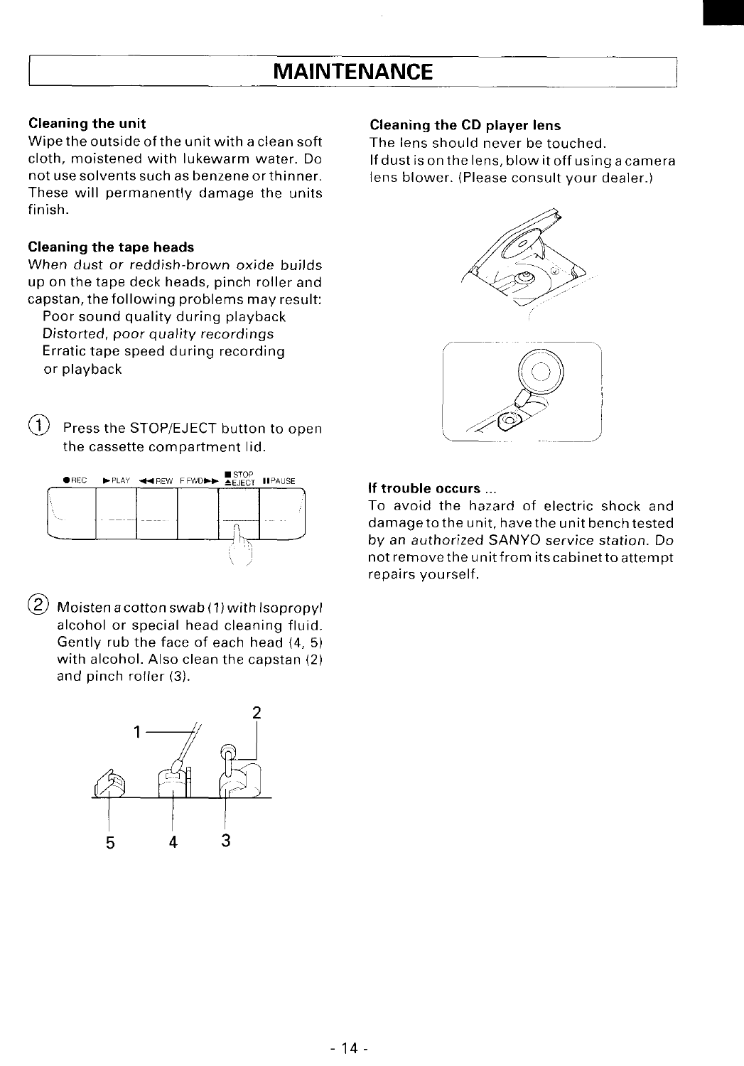# MAINTENANCE

**Cleaning the unit**

Wipe the outside of the unit with a clean soft cloth, moistened with lukewarm water. Do not use solvents such as benzene or thinner. These will permanently damage the units finish.

**Cleaning the tape heads**

When dust or reddish-brown oxide builds up on the tape deck heads, pinch roller and capstan, the following problems may result:

Poor sound quality during playback
Distorted, poor quality recordings
Erratic tape speed during recording or playback

① Press the STOP/EJECT button to open the cassette compartment lid.

● REC ▶PLAY ◀◀REW F.FWD▶▶ ■STOP ▲EJECT ❚❚PAUSE

② Moisten a cotton swab (1) with Isopropyl alcohol or special head cleaning fluid. Gently rub the face of each head (4, 5) with alcohol. Also clean the capstan (2) and pinch roller (3).

**Cleaning the CD player lens**

The lens should never be touched.
If dust is on the lens, blow it off using a camera lens blower. (Please consult your dealer.)

**If trouble occurs ...**

To avoid the hazard of electric shock and damage to the unit, have the unit bench tested by an authorized SANYO service station. Do not remove the unit from its cabinet to attempt repairs yourself.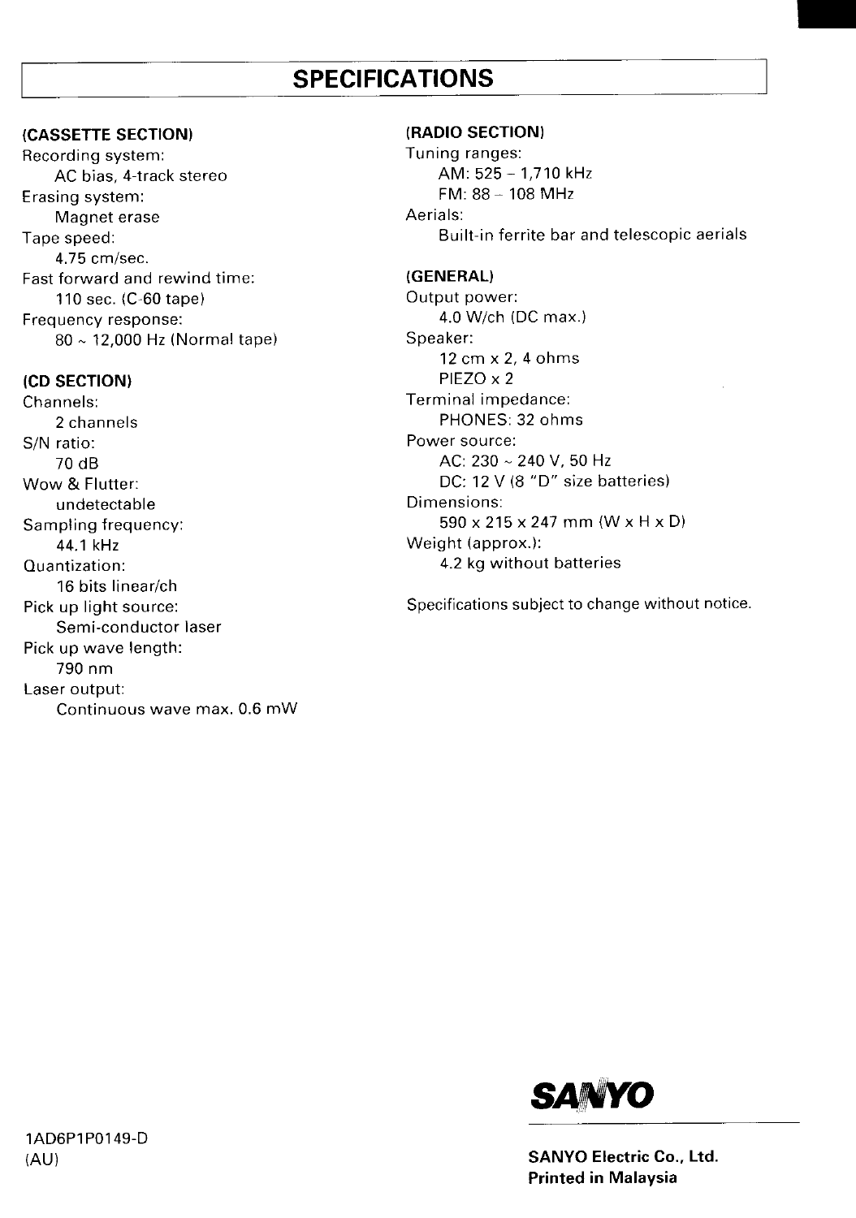# SPECIFICATIONS

**(CASSETTE SECTION)**

Recording system:
  AC bias, 4-track stereo

Erasing system:
  Magnet erase

Tape speed:
  4.75 cm/sec.

Fast forward and rewind time:
  110 sec. (C-60 tape)

Frequency response:
  80 ~ 12,000 Hz (Normal tape)

**(CD SECTION)**

Channels:
  2 channels

S/N ratio:
  70 dB

Wow & Flutter:
  undetectable

Sampling frequency:
  44.1 kHz

Quantization:
  16 bits linear/ch

Pick up light source:
  Semi-conductor laser

Pick up wave length:
  790 nm

Laser output:
  Continuous wave max. 0.6 mW

**(RADIO SECTION)**

Tuning ranges:
  AM: 525 – 1,710 kHz
  FM: 88 – 108 MHz

Aerials:
  Built-in ferrite bar and telescopic aerials

**(GENERAL)**

Output power:
  4.0 W/ch (DC max.)

Speaker:
  12 cm x 2, 4 ohms
  PIEZO x 2

Terminal impedance:
  PHONES: 32 ohms

Power source:
  AC: 230 ~ 240 V, 50 Hz
  DC: 12 V (8 "D" size batteries)

Dimensions:
  590 x 215 x 247 mm (W x H x D)

Weight (approx.):
  4.2 kg without batteries

Specifications subject to change without notice.

SANYO

1AD6P1P0149-D
(AU)

**SANYO Electric Co., Ltd.**
**Printed in Malaysia**